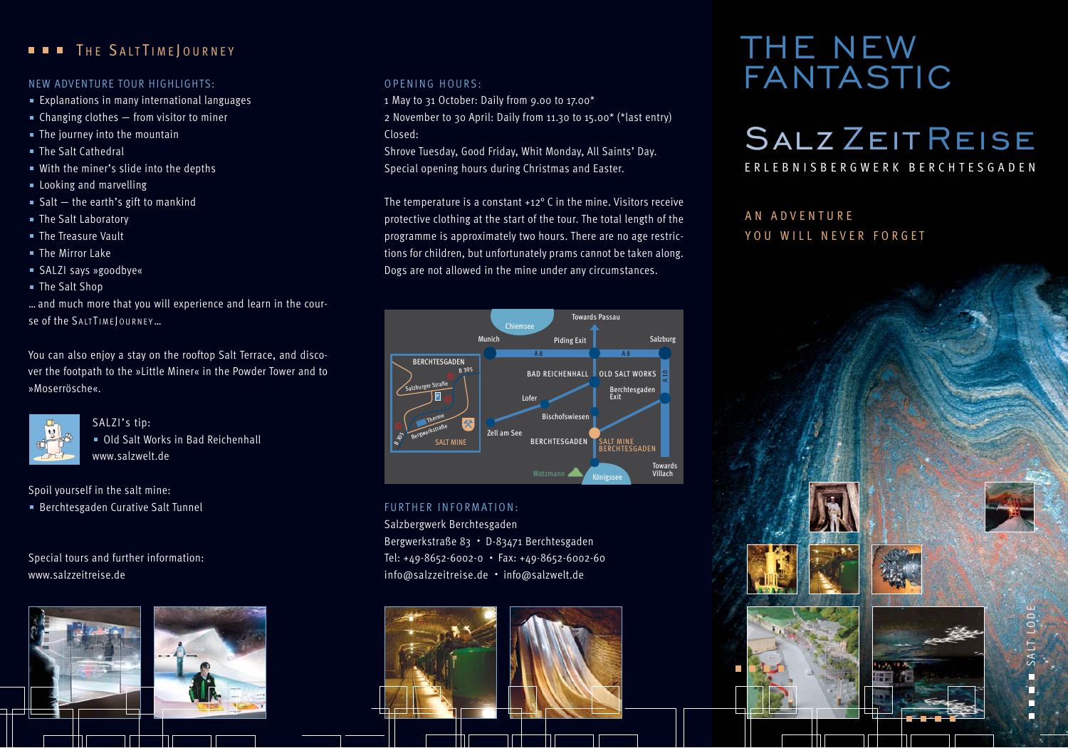## THE SALTTIMEJOURNEY

### NEW ADVENTURE TOUR HIGHLIGHTS:

- Explanations in many international languages
- Changing clothes – from visitor to miner
- The journey into the mountain
- The Salt Cathedral
- With the miner's slide into the depths
- Looking and marvelling
- Salt – the earth's gift to mankind
- The Salt Laboratory
- The Treasure Vault
- The Mirror Lake
- SALZI says »goodbye«
- The Salt Shop

… and much more that you will experience and learn in the course of the SALTTIMEJOURNEY…

You can also enjoy a stay on the rooftop Salt Terrace, and discover the footpath to the »Little Miner« in the Powder Tower and to »Moserrösche«.

SALZI's tip:

- Old Salt Works in Bad Reichenhall

www.salzwelt.de

Spoil yourself in the salt mine:

- Berchtesgaden Curative Salt Tunnel

Special tours and further information:
www.salzzeitreise.de

### OPENING HOURS:

1 May to 31 October: Daily from 9.00 to 17.00*
2 November to 30 April: Daily from 11.30 to 15.00* (*last entry)
Closed:
Shrove Tuesday, Good Friday, Whit Monday, All Saints' Day.
Special opening hours during Christmas and Easter.

The temperature is a constant +12° C in the mine. Visitors receive protective clothing at the start of the tour. The total length of the programme is approximately two hours. There are no age restrictions for children, but unfortunately prams cannot be taken along. Dogs are not allowed in the mine under any circumstances.

### FURTHER INFORMATION:

Salzbergwerk Berchtesgaden
Bergwerkstraße 83 • D-83471 Berchtesgaden
Tel: +49-8652-6002-0 • Fax: +49-8652-6002-60
info@salzzeitreise.de • info@salzwelt.de

# THE NEW FANTASTIC

# SALZ ZEIT REISE

ERLEBNISBERGWERK BERCHTESGADEN

AN ADVENTURE
YOU WILL NEVER FORGET

SALT LODE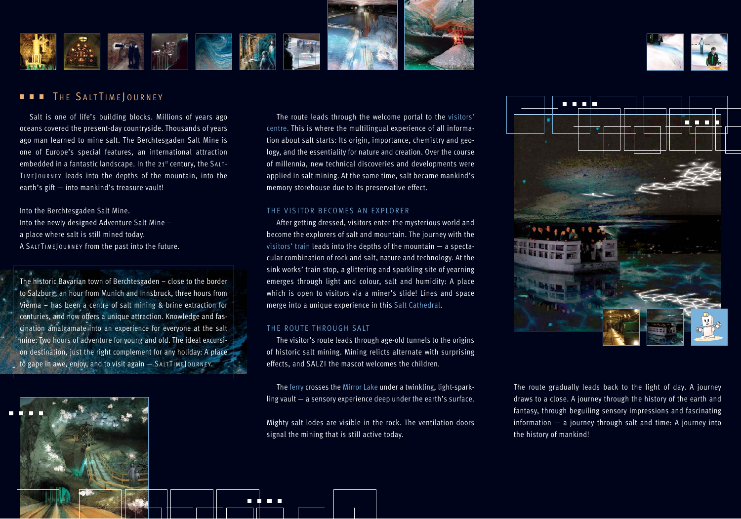## The SaltTimeJourney

Salt is one of life's building blocks. Millions of years ago oceans covered the present-day countryside. Thousands of years ago man learned to mine salt. The Berchtesgaden Salt Mine is one of Europe's special features, an international attraction embedded in a fantastic landscape. In the 21st century, the SaltTimeJourney leads into the depths of the mountain, into the earth's gift – into mankind's treasure vault!

Into the Berchtesgaden Salt Mine.
Into the newly designed Adventure Salt Mine –
a place where salt is still mined today.
A SaltTimeJourney from the past into the future.

The historic Bavarian town of Berchtesgaden – close to the border to Salzburg, an hour from Munich and Innsbruck, three hours from Vienna – has been a centre of salt mining & brine extraction for centuries, and now offers a unique attraction. Knowledge and fascination amalgamate into an experience for everyone at the salt mine: Two hours of adventure for young and old. The ideal excursion destination, just the right complement for any holiday: A place to gape in awe, enjoy, and to visit again – SaltTimeJourney.

The route leads through the welcome portal to the visitors' centre. This is where the multilingual experience of all information about salt starts: Its origin, importance, chemistry and geology, and the essentiality for nature and creation. Over the course of millennia, new technical discoveries and developments were applied in salt mining. At the same time, salt became mankind's memory storehouse due to its preservative effect.

### The Visitor Becomes an Explorer

After getting dressed, visitors enter the mysterious world and become the explorers of salt and mountain. The journey with the visitors' train leads into the depths of the mountain – a spectacular combination of rock and salt, nature and technology. At the sink works' train stop, a glittering and sparkling site of yearning emerges through light and colour, salt and humidity: A place which is open to visitors via a miner's slide! Lines and space merge into a unique experience in this Salt Cathedral.

### The Route Through Salt

The visitor's route leads through age-old tunnels to the origins of historic salt mining. Mining relicts alternate with surprising effects, and SALZI the mascot welcomes the children.

The ferry crosses the Mirror Lake under a twinkling, light-sparkling vault – a sensory experience deep under the earth's surface.

Mighty salt lodes are visible in the rock. The ventilation doors signal the mining that is still active today.

The route gradually leads back to the light of day. A journey draws to a close. A journey through the history of the earth and fantasy, through beguiling sensory impressions and fascinating information – a journey through salt and time: A journey into the history of mankind!